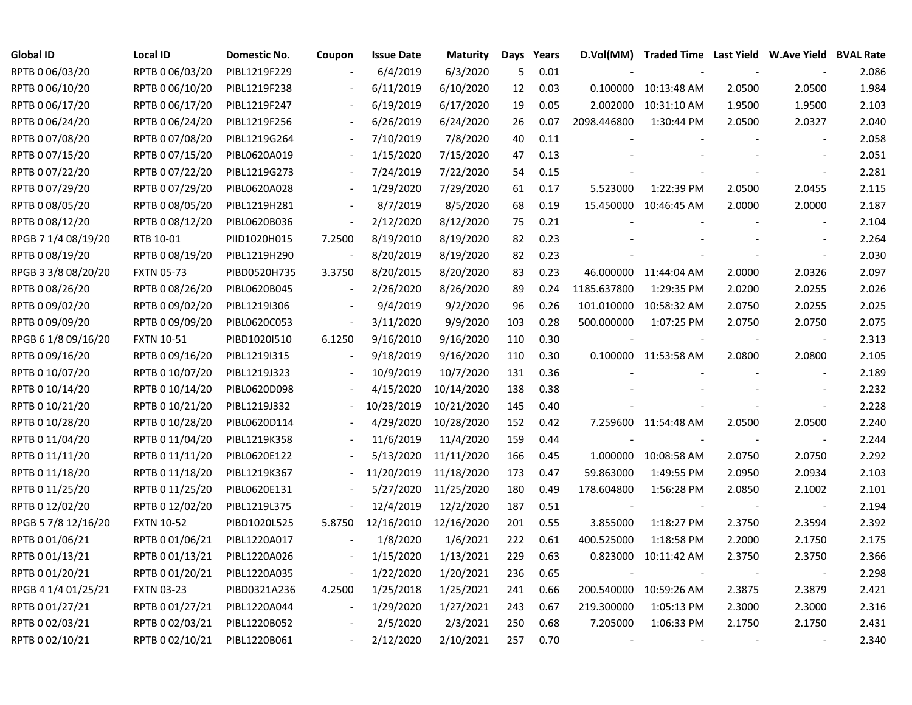| Global ID | Local ID | Domestic No. | Coupon | Issue Date | Maturity | Days | Years | D.Vol(MM) | Traded Time | Last Yield | W.Ave Yield | BVAL Rate |
|---|---|---|---|---|---|---|---|---|---|---|---|---|
| RPTB 0 06/03/20 | RPTB 0 06/03/20 | PIBL1219F229 | - | 6/4/2019 | 6/3/2020 | 5 | 0.01 | - | - | - | - | 2.086 |
| RPTB 0 06/10/20 | RPTB 0 06/10/20 | PIBL1219F238 | - | 6/11/2019 | 6/10/2020 | 12 | 0.03 | 0.100000 | 10:13:48 AM | 2.0500 | 2.0500 | 1.984 |
| RPTB 0 06/17/20 | RPTB 0 06/17/20 | PIBL1219F247 | - | 6/19/2019 | 6/17/2020 | 19 | 0.05 | 2.002000 | 10:31:10 AM | 1.9500 | 1.9500 | 2.103 |
| RPTB 0 06/24/20 | RPTB 0 06/24/20 | PIBL1219F256 | - | 6/26/2019 | 6/24/2020 | 26 | 0.07 | 2098.446800 | 1:30:44 PM | 2.0500 | 2.0327 | 2.040 |
| RPTB 0 07/08/20 | RPTB 0 07/08/20 | PIBL1219G264 | - | 7/10/2019 | 7/8/2020 | 40 | 0.11 | - | - | - | - | 2.058 |
| RPTB 0 07/15/20 | RPTB 0 07/15/20 | PIBL0620A019 | - | 1/15/2020 | 7/15/2020 | 47 | 0.13 | - | - | - | - | 2.051 |
| RPTB 0 07/22/20 | RPTB 0 07/22/20 | PIBL1219G273 | - | 7/24/2019 | 7/22/2020 | 54 | 0.15 | - | - | - | - | 2.281 |
| RPTB 0 07/29/20 | RPTB 0 07/29/20 | PIBL0620A028 | - | 1/29/2020 | 7/29/2020 | 61 | 0.17 | 5.523000 | 1:22:39 PM | 2.0500 | 2.0455 | 2.115 |
| RPTB 0 08/05/20 | RPTB 0 08/05/20 | PIBL1219H281 | - | 8/7/2019 | 8/5/2020 | 68 | 0.19 | 15.450000 | 10:46:45 AM | 2.0000 | 2.0000 | 2.187 |
| RPTB 0 08/12/20 | RPTB 0 08/12/20 | PIBL0620B036 | - | 2/12/2020 | 8/12/2020 | 75 | 0.21 | - | - | - | - | 2.104 |
| RPGB 7 1/4 08/19/20 | RTB 10-01 | PIID1020H015 | 7.2500 | 8/19/2010 | 8/19/2020 | 82 | 0.23 | - | - | - | - | 2.264 |
| RPTB 0 08/19/20 | RPTB 0 08/19/20 | PIBL1219H290 | - | 8/20/2019 | 8/19/2020 | 82 | 0.23 | - | - | - | - | 2.030 |
| RPGB 3 3/8 08/20/20 | FXTN 05-73 | PIBD0520H735 | 3.3750 | 8/20/2015 | 8/20/2020 | 83 | 0.23 | 46.000000 | 11:44:04 AM | 2.0000 | 2.0326 | 2.097 |
| RPTB 0 08/26/20 | RPTB 0 08/26/20 | PIBL0620B045 | - | 2/26/2020 | 8/26/2020 | 89 | 0.24 | 1185.637800 | 1:29:35 PM | 2.0200 | 2.0255 | 2.026 |
| RPTB 0 09/02/20 | RPTB 0 09/02/20 | PIBL1219I306 | - | 9/4/2019 | 9/2/2020 | 96 | 0.26 | 101.010000 | 10:58:32 AM | 2.0750 | 2.0255 | 2.025 |
| RPTB 0 09/09/20 | RPTB 0 09/09/20 | PIBL0620C053 | - | 3/11/2020 | 9/9/2020 | 103 | 0.28 | 500.000000 | 1:07:25 PM | 2.0750 | 2.0750 | 2.075 |
| RPGB 6 1/8 09/16/20 | FXTN 10-51 | PIBD1020I510 | 6.1250 | 9/16/2010 | 9/16/2020 | 110 | 0.30 | - | - | - | - | 2.313 |
| RPTB 0 09/16/20 | RPTB 0 09/16/20 | PIBL1219I315 | - | 9/18/2019 | 9/16/2020 | 110 | 0.30 | 0.100000 | 11:53:58 AM | 2.0800 | 2.0800 | 2.105 |
| RPTB 0 10/07/20 | RPTB 0 10/07/20 | PIBL1219J323 | - | 10/9/2019 | 10/7/2020 | 131 | 0.36 | - | - | - | - | 2.189 |
| RPTB 0 10/14/20 | RPTB 0 10/14/20 | PIBL0620D098 | - | 4/15/2020 | 10/14/2020 | 138 | 0.38 | - | - | - | - | 2.232 |
| RPTB 0 10/21/20 | RPTB 0 10/21/20 | PIBL1219J332 | - | 10/23/2019 | 10/21/2020 | 145 | 0.40 | - | - | - | - | 2.228 |
| RPTB 0 10/28/20 | RPTB 0 10/28/20 | PIBL0620D114 | - | 4/29/2020 | 10/28/2020 | 152 | 0.42 | 7.259600 | 11:54:48 AM | 2.0500 | 2.0500 | 2.240 |
| RPTB 0 11/04/20 | RPTB 0 11/04/20 | PIBL1219K358 | - | 11/6/2019 | 11/4/2020 | 159 | 0.44 | - | - | - | - | 2.244 |
| RPTB 0 11/11/20 | RPTB 0 11/11/20 | PIBL0620E122 | - | 5/13/2020 | 11/11/2020 | 166 | 0.45 | 1.000000 | 10:08:58 AM | 2.0750 | 2.0750 | 2.292 |
| RPTB 0 11/18/20 | RPTB 0 11/18/20 | PIBL1219K367 | - | 11/20/2019 | 11/18/2020 | 173 | 0.47 | 59.863000 | 1:49:55 PM | 2.0950 | 2.0934 | 2.103 |
| RPTB 0 11/25/20 | RPTB 0 11/25/20 | PIBL0620E131 | - | 5/27/2020 | 11/25/2020 | 180 | 0.49 | 178.604800 | 1:56:28 PM | 2.0850 | 2.1002 | 2.101 |
| RPTB 0 12/02/20 | RPTB 0 12/02/20 | PIBL1219L375 | - | 12/4/2019 | 12/2/2020 | 187 | 0.51 | - | - | - | - | 2.194 |
| RPGB 5 7/8 12/16/20 | FXTN 10-52 | PIBD1020L525 | 5.8750 | 12/16/2010 | 12/16/2020 | 201 | 0.55 | 3.855000 | 1:18:27 PM | 2.3750 | 2.3594 | 2.392 |
| RPTB 0 01/06/21 | RPTB 0 01/06/21 | PIBL1220A017 | - | 1/8/2020 | 1/6/2021 | 222 | 0.61 | 400.525000 | 1:18:58 PM | 2.2000 | 2.1750 | 2.175 |
| RPTB 0 01/13/21 | RPTB 0 01/13/21 | PIBL1220A026 | - | 1/15/2020 | 1/13/2021 | 229 | 0.63 | 0.823000 | 10:11:42 AM | 2.3750 | 2.3750 | 2.366 |
| RPTB 0 01/20/21 | RPTB 0 01/20/21 | PIBL1220A035 | - | 1/22/2020 | 1/20/2021 | 236 | 0.65 | - | - | - | - | 2.298 |
| RPGB 4 1/4 01/25/21 | FXTN 03-23 | PIBD0321A236 | 4.2500 | 1/25/2018 | 1/25/2021 | 241 | 0.66 | 200.540000 | 10:59:26 AM | 2.3875 | 2.3879 | 2.421 |
| RPTB 0 01/27/21 | RPTB 0 01/27/21 | PIBL1220A044 | - | 1/29/2020 | 1/27/2021 | 243 | 0.67 | 219.300000 | 1:05:13 PM | 2.3000 | 2.3000 | 2.316 |
| RPTB 0 02/03/21 | RPTB 0 02/03/21 | PIBL1220B052 | - | 2/5/2020 | 2/3/2021 | 250 | 0.68 | 7.205000 | 1:06:33 PM | 2.1750 | 2.1750 | 2.431 |
| RPTB 0 02/10/21 | RPTB 0 02/10/21 | PIBL1220B061 | - | 2/12/2020 | 2/10/2021 | 257 | 0.70 | - | - | - | - | 2.340 |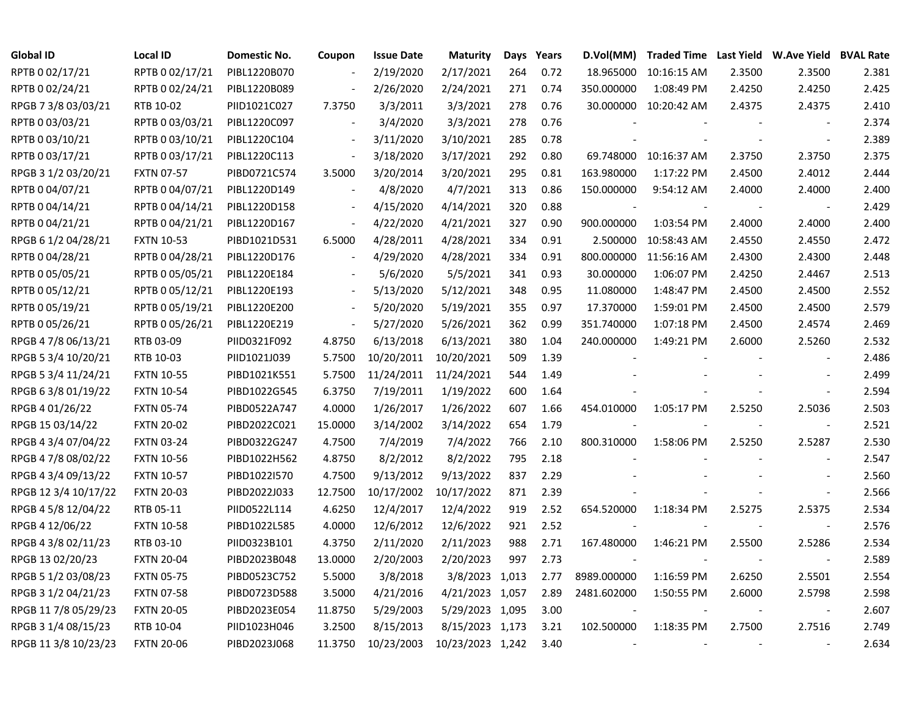| Global ID | Local ID | Domestic No. | Coupon | Issue Date | Maturity | Days | Years | D.Vol(MM) | Traded Time | Last Yield | W.Ave Yield | BVAL Rate |
|---|---|---|---|---|---|---|---|---|---|---|---|---|
| RPTB 0 02/17/21 | RPTB 0 02/17/21 | PIBL1220B070 | - | 2/19/2020 | 2/17/2021 | 264 | 0.72 | 18.965000 | 10:16:15 AM | 2.3500 | 2.3500 | 2.381 |
| RPTB 0 02/24/21 | RPTB 0 02/24/21 | PIBL1220B089 | - | 2/26/2020 | 2/24/2021 | 271 | 0.74 | 350.000000 | 1:08:49 PM | 2.4250 | 2.4250 | 2.425 |
| RPGB 7 3/8 03/03/21 | RTB 10-02 | PIID1021C027 | 7.3750 | 3/3/2011 | 3/3/2021 | 278 | 0.76 | 30.000000 | 10:20:42 AM | 2.4375 | 2.4375 | 2.410 |
| RPTB 0 03/03/21 | RPTB 0 03/03/21 | PIBL1220C097 | - | 3/4/2020 | 3/3/2021 | 278 | 0.76 | - | - | - | - | 2.374 |
| RPTB 0 03/10/21 | RPTB 0 03/10/21 | PIBL1220C104 | - | 3/11/2020 | 3/10/2021 | 285 | 0.78 | - | - | - | - | 2.389 |
| RPTB 0 03/17/21 | RPTB 0 03/17/21 | PIBL1220C113 | - | 3/18/2020 | 3/17/2021 | 292 | 0.80 | 69.748000 | 10:16:37 AM | 2.3750 | 2.3750 | 2.375 |
| RPGB 3 1/2 03/20/21 | FXTN 07-57 | PIBD0721C574 | 3.5000 | 3/20/2014 | 3/20/2021 | 295 | 0.81 | 163.980000 | 1:17:22 PM | 2.4500 | 2.4012 | 2.444 |
| RPTB 0 04/07/21 | RPTB 0 04/07/21 | PIBL1220D149 | - | 4/8/2020 | 4/7/2021 | 313 | 0.86 | 150.000000 | 9:54:12 AM | 2.4000 | 2.4000 | 2.400 |
| RPTB 0 04/14/21 | RPTB 0 04/14/21 | PIBL1220D158 | - | 4/15/2020 | 4/14/2021 | 320 | 0.88 | - | - | - | - | 2.429 |
| RPTB 0 04/21/21 | RPTB 0 04/21/21 | PIBL1220D167 | - | 4/22/2020 | 4/21/2021 | 327 | 0.90 | 900.000000 | 1:03:54 PM | 2.4000 | 2.4000 | 2.400 |
| RPGB 6 1/2 04/28/21 | FXTN 10-53 | PIBD1021D531 | 6.5000 | 4/28/2011 | 4/28/2021 | 334 | 0.91 | 2.500000 | 10:58:43 AM | 2.4550 | 2.4550 | 2.472 |
| RPTB 0 04/28/21 | RPTB 0 04/28/21 | PIBL1220D176 | - | 4/29/2020 | 4/28/2021 | 334 | 0.91 | 800.000000 | 11:56:16 AM | 2.4300 | 2.4300 | 2.448 |
| RPTB 0 05/05/21 | RPTB 0 05/05/21 | PIBL1220E184 | - | 5/6/2020 | 5/5/2021 | 341 | 0.93 | 30.000000 | 1:06:07 PM | 2.4250 | 2.4467 | 2.513 |
| RPTB 0 05/12/21 | RPTB 0 05/12/21 | PIBL1220E193 | - | 5/13/2020 | 5/12/2021 | 348 | 0.95 | 11.080000 | 1:48:47 PM | 2.4500 | 2.4500 | 2.552 |
| RPTB 0 05/19/21 | RPTB 0 05/19/21 | PIBL1220E200 | - | 5/20/2020 | 5/19/2021 | 355 | 0.97 | 17.370000 | 1:59:01 PM | 2.4500 | 2.4500 | 2.579 |
| RPTB 0 05/26/21 | RPTB 0 05/26/21 | PIBL1220E219 | - | 5/27/2020 | 5/26/2021 | 362 | 0.99 | 351.740000 | 1:07:18 PM | 2.4500 | 2.4574 | 2.469 |
| RPGB 4 7/8 06/13/21 | RTB 03-09 | PIID0321F092 | 4.8750 | 6/13/2018 | 6/13/2021 | 380 | 1.04 | 240.000000 | 1:49:21 PM | 2.6000 | 2.5260 | 2.532 |
| RPGB 5 3/4 10/20/21 | RTB 10-03 | PIID1021J039 | 5.7500 | 10/20/2011 | 10/20/2021 | 509 | 1.39 | - | - | - | - | 2.486 |
| RPGB 5 3/4 11/24/21 | FXTN 10-55 | PIBD1021K551 | 5.7500 | 11/24/2011 | 11/24/2021 | 544 | 1.49 | - | - | - | - | 2.499 |
| RPGB 6 3/8 01/19/22 | FXTN 10-54 | PIBD1022G545 | 6.3750 | 7/19/2011 | 1/19/2022 | 600 | 1.64 | - | - | - | - | 2.594 |
| RPGB 4 01/26/22 | FXTN 05-74 | PIBD0522A747 | 4.0000 | 1/26/2017 | 1/26/2022 | 607 | 1.66 | 454.010000 | 1:05:17 PM | 2.5250 | 2.5036 | 2.503 |
| RPGB 15 03/14/22 | FXTN 20-02 | PIBD2022C021 | 15.0000 | 3/14/2002 | 3/14/2022 | 654 | 1.79 | - | - | - | - | 2.521 |
| RPGB 4 3/4 07/04/22 | FXTN 03-24 | PIBD0322G247 | 4.7500 | 7/4/2019 | 7/4/2022 | 766 | 2.10 | 800.310000 | 1:58:06 PM | 2.5250 | 2.5287 | 2.530 |
| RPGB 4 7/8 08/02/22 | FXTN 10-56 | PIBD1022H562 | 4.8750 | 8/2/2012 | 8/2/2022 | 795 | 2.18 | - | - | - | - | 2.547 |
| RPGB 4 3/4 09/13/22 | FXTN 10-57 | PIBD1022I570 | 4.7500 | 9/13/2012 | 9/13/2022 | 837 | 2.29 | - | - | - | - | 2.560 |
| RPGB 12 3/4 10/17/22 | FXTN 20-03 | PIBD2022J033 | 12.7500 | 10/17/2002 | 10/17/2022 | 871 | 2.39 | - | - | - | - | 2.566 |
| RPGB 4 5/8 12/04/22 | RTB 05-11 | PIID0522L114 | 4.6250 | 12/4/2017 | 12/4/2022 | 919 | 2.52 | 654.520000 | 1:18:34 PM | 2.5275 | 2.5375 | 2.534 |
| RPGB 4 12/06/22 | FXTN 10-58 | PIBD1022L585 | 4.0000 | 12/6/2012 | 12/6/2022 | 921 | 2.52 | - | - | - | - | 2.576 |
| RPGB 4 3/8 02/11/23 | RTB 03-10 | PIID0323B101 | 4.3750 | 2/11/2020 | 2/11/2023 | 988 | 2.71 | 167.480000 | 1:46:21 PM | 2.5500 | 2.5286 | 2.534 |
| RPGB 13 02/20/23 | FXTN 20-04 | PIBD2023B048 | 13.0000 | 2/20/2003 | 2/20/2023 | 997 | 2.73 | - | - | - | - | 2.589 |
| RPGB 5 1/2 03/08/23 | FXTN 05-75 | PIBD0523C752 | 5.5000 | 3/8/2018 | 3/8/2023 | 1,013 | 2.77 | 8989.000000 | 1:16:59 PM | 2.6250 | 2.5501 | 2.554 |
| RPGB 3 1/2 04/21/23 | FXTN 07-58 | PIBD0723D588 | 3.5000 | 4/21/2016 | 4/21/2023 | 1,057 | 2.89 | 2481.602000 | 1:50:55 PM | 2.6000 | 2.5798 | 2.598 |
| RPGB 11 7/8 05/29/23 | FXTN 20-05 | PIBD2023E054 | 11.8750 | 5/29/2003 | 5/29/2023 | 1,095 | 3.00 | - | - | - | - | 2.607 |
| RPGB 3 1/4 08/15/23 | RTB 10-04 | PIID1023H046 | 3.2500 | 8/15/2013 | 8/15/2023 | 1,173 | 3.21 | 102.500000 | 1:18:35 PM | 2.7500 | 2.7516 | 2.749 |
| RPGB 11 3/8 10/23/23 | FXTN 20-06 | PIBD2023J068 | 11.3750 | 10/23/2003 | 10/23/2023 | 1,242 | 3.40 | - | - | - | - | 2.634 |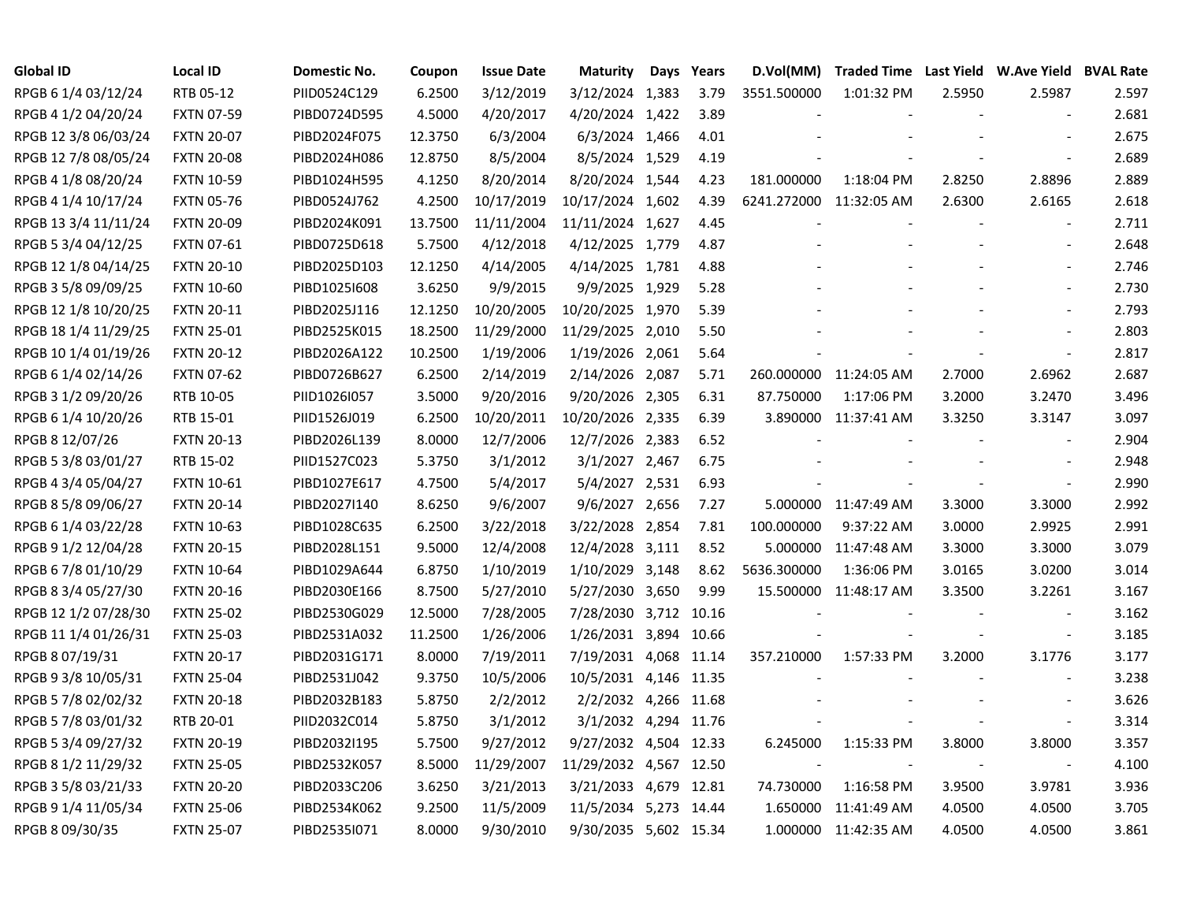| Global ID | Local ID | Domestic No. | Coupon | Issue Date | Maturity | Days | Years | D.Vol(MM) | Traded Time | Last Yield | W.Ave Yield | BVAL Rate |
|---|---|---|---|---|---|---|---|---|---|---|---|---|
| RPGB 6 1/4 03/12/24 | RTB 05-12 | PIID0524C129 | 6.2500 | 3/12/2019 | 3/12/2024 | 1,383 | 3.79 | 3551.500000 | 1:01:32 PM | 2.5950 | 2.5987 | 2.597 |
| RPGB 4 1/2 04/20/24 | FXTN 07-59 | PIBD0724D595 | 4.5000 | 4/20/2017 | 4/20/2024 | 1,422 | 3.89 | - | - | - | - | 2.681 |
| RPGB 12 3/8 06/03/24 | FXTN 20-07 | PIBD2024F075 | 12.3750 | 6/3/2004 | 6/3/2024 | 1,466 | 4.01 | - | - | - | - | 2.675 |
| RPGB 12 7/8 08/05/24 | FXTN 20-08 | PIBD2024H086 | 12.8750 | 8/5/2004 | 8/5/2024 | 1,529 | 4.19 | - | - | - | - | 2.689 |
| RPGB 4 1/8 08/20/24 | FXTN 10-59 | PIBD1024H595 | 4.1250 | 8/20/2014 | 8/20/2024 | 1,544 | 4.23 | 181.000000 | 1:18:04 PM | 2.8250 | 2.8896 | 2.889 |
| RPGB 4 1/4 10/17/24 | FXTN 05-76 | PIBD0524J762 | 4.2500 | 10/17/2019 | 10/17/2024 | 1,602 | 4.39 | 6241.272000 | 11:32:05 AM | 2.6300 | 2.6165 | 2.618 |
| RPGB 13 3/4 11/11/24 | FXTN 20-09 | PIBD2024K091 | 13.7500 | 11/11/2004 | 11/11/2024 | 1,627 | 4.45 | - | - | - | - | 2.711 |
| RPGB 5 3/4 04/12/25 | FXTN 07-61 | PIBD0725D618 | 5.7500 | 4/12/2018 | 4/12/2025 | 1,779 | 4.87 | - | - | - | - | 2.648 |
| RPGB 12 1/8 04/14/25 | FXTN 20-10 | PIBD2025D103 | 12.1250 | 4/14/2005 | 4/14/2025 | 1,781 | 4.88 | - | - | - | - | 2.746 |
| RPGB 3 5/8 09/09/25 | FXTN 10-60 | PIBD1025I608 | 3.6250 | 9/9/2015 | 9/9/2025 | 1,929 | 5.28 | - | - | - | - | 2.730 |
| RPGB 12 1/8 10/20/25 | FXTN 20-11 | PIBD2025J116 | 12.1250 | 10/20/2005 | 10/20/2025 | 1,970 | 5.39 | - | - | - | - | 2.793 |
| RPGB 18 1/4 11/29/25 | FXTN 25-01 | PIBD2525K015 | 18.2500 | 11/29/2000 | 11/29/2025 | 2,010 | 5.50 | - | - | - | - | 2.803 |
| RPGB 10 1/4 01/19/26 | FXTN 20-12 | PIBD2026A122 | 10.2500 | 1/19/2006 | 1/19/2026 | 2,061 | 5.64 | - | - | - | - | 2.817 |
| RPGB 6 1/4 02/14/26 | FXTN 07-62 | PIBD0726B627 | 6.2500 | 2/14/2019 | 2/14/2026 | 2,087 | 5.71 | 260.000000 | 11:24:05 AM | 2.7000 | 2.6962 | 2.687 |
| RPGB 3 1/2 09/20/26 | RTB 10-05 | PIID1026I057 | 3.5000 | 9/20/2016 | 9/20/2026 | 2,305 | 6.31 | 87.750000 | 1:17:06 PM | 3.2000 | 3.2470 | 3.496 |
| RPGB 6 1/4 10/20/26 | RTB 15-01 | PIID1526J019 | 6.2500 | 10/20/2011 | 10/20/2026 | 2,335 | 6.39 | 3.890000 | 11:37:41 AM | 3.3250 | 3.3147 | 3.097 |
| RPGB 8 12/07/26 | FXTN 20-13 | PIBD2026L139 | 8.0000 | 12/7/2006 | 12/7/2026 | 2,383 | 6.52 | - | - | - | - | 2.904 |
| RPGB 5 3/8 03/01/27 | RTB 15-02 | PIID1527C023 | 5.3750 | 3/1/2012 | 3/1/2027 | 2,467 | 6.75 | - | - | - | - | 2.948 |
| RPGB 4 3/4 05/04/27 | FXTN 10-61 | PIBD1027E617 | 4.7500 | 5/4/2017 | 5/4/2027 | 2,531 | 6.93 | - | - | - | - | 2.990 |
| RPGB 8 5/8 09/06/27 | FXTN 20-14 | PIBD2027I140 | 8.6250 | 9/6/2007 | 9/6/2027 | 2,656 | 7.27 | 5.000000 | 11:47:49 AM | 3.3000 | 3.3000 | 2.992 |
| RPGB 6 1/4 03/22/28 | FXTN 10-63 | PIBD1028C635 | 6.2500 | 3/22/2018 | 3/22/2028 | 2,854 | 7.81 | 100.000000 | 9:37:22 AM | 3.0000 | 2.9925 | 2.991 |
| RPGB 9 1/2 12/04/28 | FXTN 20-15 | PIBD2028L151 | 9.5000 | 12/4/2008 | 12/4/2028 | 3,111 | 8.52 | 5.000000 | 11:47:48 AM | 3.3000 | 3.3000 | 3.079 |
| RPGB 6 7/8 01/10/29 | FXTN 10-64 | PIBD1029A644 | 6.8750 | 1/10/2019 | 1/10/2029 | 3,148 | 8.62 | 5636.300000 | 1:36:06 PM | 3.0165 | 3.0200 | 3.014 |
| RPGB 8 3/4 05/27/30 | FXTN 20-16 | PIBD2030E166 | 8.7500 | 5/27/2010 | 5/27/2030 | 3,650 | 9.99 | 15.500000 | 11:48:17 AM | 3.3500 | 3.2261 | 3.167 |
| RPGB 12 1/2 07/28/30 | FXTN 25-02 | PIBD2530G029 | 12.5000 | 7/28/2005 | 7/28/2030 | 3,712 | 10.16 | - | - | - | - | 3.162 |
| RPGB 11 1/4 01/26/31 | FXTN 25-03 | PIBD2531A032 | 11.2500 | 1/26/2006 | 1/26/2031 | 3,894 | 10.66 | - | - | - | - | 3.185 |
| RPGB 8 07/19/31 | FXTN 20-17 | PIBD2031G171 | 8.0000 | 7/19/2011 | 7/19/2031 | 4,068 | 11.14 | 357.210000 | 1:57:33 PM | 3.2000 | 3.1776 | 3.177 |
| RPGB 9 3/8 10/05/31 | FXTN 25-04 | PIBD2531J042 | 9.3750 | 10/5/2006 | 10/5/2031 | 4,146 | 11.35 | - | - | - | - | 3.238 |
| RPGB 5 7/8 02/02/32 | FXTN 20-18 | PIBD2032B183 | 5.8750 | 2/2/2012 | 2/2/2032 | 4,266 | 11.68 | - | - | - | - | 3.626 |
| RPGB 5 7/8 03/01/32 | RTB 20-01 | PIID2032C014 | 5.8750 | 3/1/2012 | 3/1/2032 | 4,294 | 11.76 | - | - | - | - | 3.314 |
| RPGB 5 3/4 09/27/32 | FXTN 20-19 | PIBD2032I195 | 5.7500 | 9/27/2012 | 9/27/2032 | 4,504 | 12.33 | 6.245000 | 1:15:33 PM | 3.8000 | 3.8000 | 3.357 |
| RPGB 8 1/2 11/29/32 | FXTN 25-05 | PIBD2532K057 | 8.5000 | 11/29/2007 | 11/29/2032 | 4,567 | 12.50 | - | - | - | - | 4.100 |
| RPGB 3 5/8 03/21/33 | FXTN 20-20 | PIBD2033C206 | 3.6250 | 3/21/2013 | 3/21/2033 | 4,679 | 12.81 | 74.730000 | 1:16:58 PM | 3.9500 | 3.9781 | 3.936 |
| RPGB 9 1/4 11/05/34 | FXTN 25-06 | PIBD2534K062 | 9.2500 | 11/5/2009 | 11/5/2034 | 5,273 | 14.44 | 1.650000 | 11:41:49 AM | 4.0500 | 4.0500 | 3.705 |
| RPGB 8 09/30/35 | FXTN 25-07 | PIBD2535I071 | 8.0000 | 9/30/2010 | 9/30/2035 | 5,602 | 15.34 | 1.000000 | 11:42:35 AM | 4.0500 | 4.0500 | 3.861 |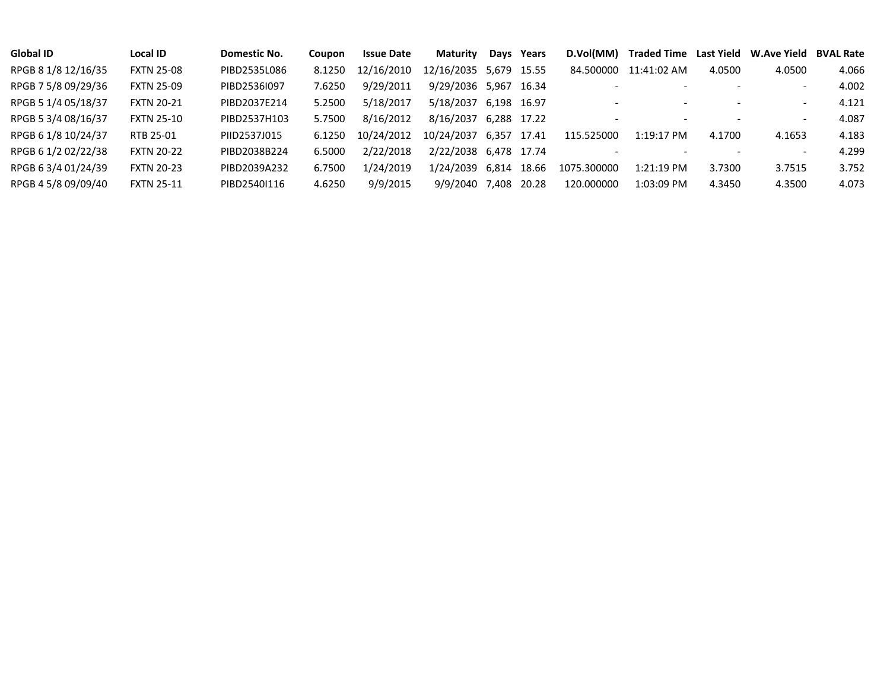| Global ID | Local ID | Domestic No. | Coupon | Issue Date | Maturity | Days | Years | D.Vol(MM) | Traded Time | Last Yield | W.Ave Yield | BVAL Rate |
|---|---|---|---|---|---|---|---|---|---|---|---|---|
| RPGB 8 1/8 12/16/35 | FXTN 25-08 | PIBD2535L086 | 8.1250 | 12/16/2010 | 12/16/2035 | 5,679 | 15.55 | 84.500000 | 11:41:02 AM | 4.0500 | 4.0500 | 4.066 |
| RPGB 7 5/8 09/29/36 | FXTN 25-09 | PIBD2536I097 | 7.6250 | 9/29/2011 | 9/29/2036 | 5,967 | 16.34 | - | - | - | - | 4.002 |
| RPGB 5 1/4 05/18/37 | FXTN 20-21 | PIBD2037E214 | 5.2500 | 5/18/2017 | 5/18/2037 | 6,198 | 16.97 | - | - | - | - | 4.121 |
| RPGB 5 3/4 08/16/37 | FXTN 25-10 | PIBD2537H103 | 5.7500 | 8/16/2012 | 8/16/2037 | 6,288 | 17.22 | - | - | - | - | 4.087 |
| RPGB 6 1/8 10/24/37 | RTB 25-01 | PIID2537J015 | 6.1250 | 10/24/2012 | 10/24/2037 | 6,357 | 17.41 | 115.525000 | 1:19:17 PM | 4.1700 | 4.1653 | 4.183 |
| RPGB 6 1/2 02/22/38 | FXTN 20-22 | PIBD2038B224 | 6.5000 | 2/22/2018 | 2/22/2038 | 6,478 | 17.74 | - | - | - | - | 4.299 |
| RPGB 6 3/4 01/24/39 | FXTN 20-23 | PIBD2039A232 | 6.7500 | 1/24/2019 | 1/24/2039 | 6,814 | 18.66 | 1075.300000 | 1:21:19 PM | 3.7300 | 3.7515 | 3.752 |
| RPGB 4 5/8 09/09/40 | FXTN 25-11 | PIBD2540I116 | 4.6250 | 9/9/2015 | 9/9/2040 | 7,408 | 20.28 | 120.000000 | 1:03:09 PM | 4.3450 | 4.3500 | 4.073 |